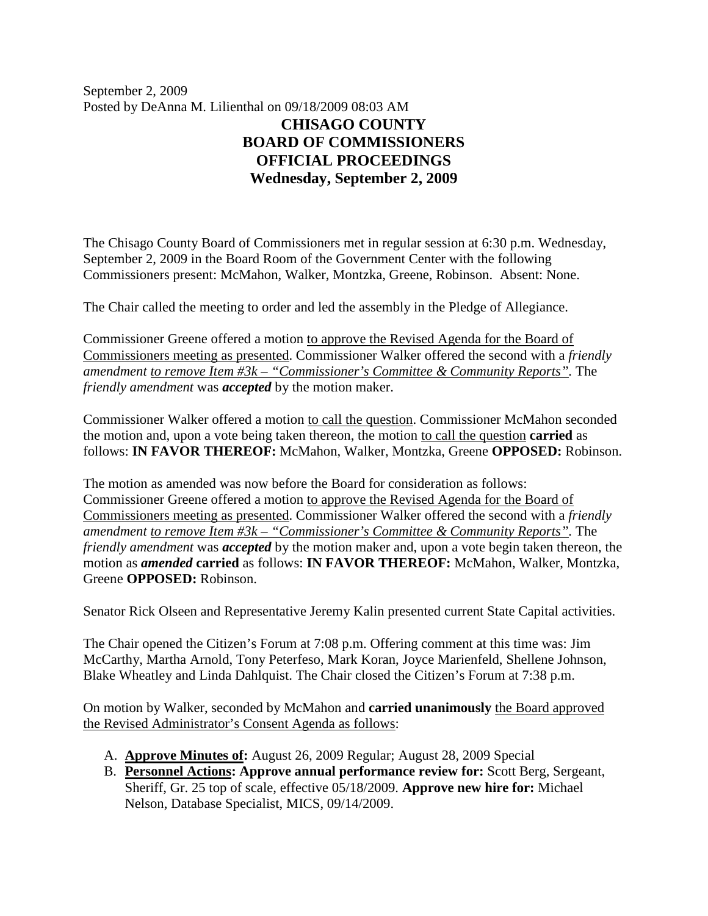September 2, 2009
Posted by DeAnna M. Lilienthal on 09/18/2009 08:03 AM

# CHISAGO COUNTY
# BOARD OF COMMISSIONERS
# OFFICIAL PROCEEDINGS
# Wednesday, September 2, 2009

The Chisago County Board of Commissioners met in regular session at 6:30 p.m. Wednesday, September 2, 2009 in the Board Room of the Government Center with the following Commissioners present: McMahon, Walker, Montzka, Greene, Robinson. Absent: None.

The Chair called the meeting to order and led the assembly in the Pledge of Allegiance.

Commissioner Greene offered a motion to approve the Revised Agenda for the Board of Commissioners meeting as presented. Commissioner Walker offered the second with a *friendly amendment to remove Item #3k – "Commissioner's Committee & Community Reports".* The *friendly amendment* was ***accepted*** by the motion maker.

Commissioner Walker offered a motion to call the question. Commissioner McMahon seconded the motion and, upon a vote being taken thereon, the motion to call the question **carried** as follows: **IN FAVOR THEREOF:** McMahon, Walker, Montzka, Greene **OPPOSED:** Robinson.

The motion as amended was now before the Board for consideration as follows: Commissioner Greene offered a motion to approve the Revised Agenda for the Board of Commissioners meeting as presented. Commissioner Walker offered the second with a *friendly amendment to remove Item #3k – "Commissioner's Committee & Community Reports".* The *friendly amendment* was ***accepted*** by the motion maker and, upon a vote begin taken thereon, the motion as ***amended*** **carried** as follows: **IN FAVOR THEREOF:** McMahon, Walker, Montzka, Greene **OPPOSED:** Robinson.

Senator Rick Olseen and Representative Jeremy Kalin presented current State Capital activities.

The Chair opened the Citizen's Forum at 7:08 p.m. Offering comment at this time was: Jim McCarthy, Martha Arnold, Tony Peterfeso, Mark Koran, Joyce Marienfeld, Shellene Johnson, Blake Wheatley and Linda Dahlquist. The Chair closed the Citizen's Forum at 7:38 p.m.

On motion by Walker, seconded by McMahon and **carried unanimously** the Board approved the Revised Administrator's Consent Agenda as follows:

A. **Approve Minutes of:** August 26, 2009 Regular; August 28, 2009 Special
B. **Personnel Actions: Approve annual performance review for:** Scott Berg, Sergeant, Sheriff, Gr. 25 top of scale, effective 05/18/2009. **Approve new hire for:** Michael Nelson, Database Specialist, MICS, 09/14/2009.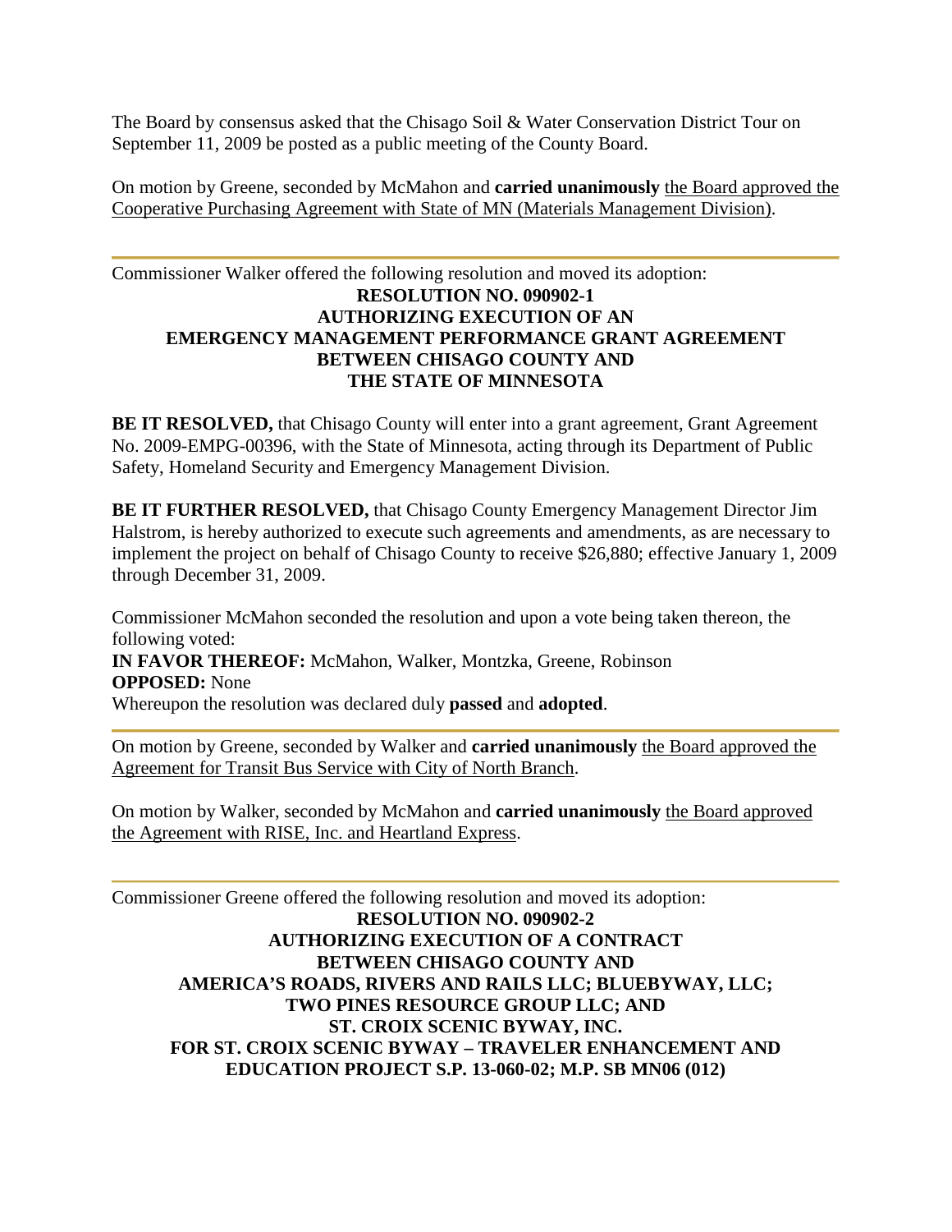The Board by consensus asked that the Chisago Soil & Water Conservation District Tour on September 11, 2009 be posted as a public meeting of the County Board.

On motion by Greene, seconded by McMahon and **carried unanimously** <u>the Board approved the Cooperative Purchasing Agreement with State of MN (Materials Management Division)</u>.

---

Commissioner Walker offered the following resolution and moved its adoption:

**RESOLUTION NO. 090902-1**
**AUTHORIZING EXECUTION OF AN**
**EMERGENCY MANAGEMENT PERFORMANCE GRANT AGREEMENT**
**BETWEEN CHISAGO COUNTY AND**
**THE STATE OF MINNESOTA**

**BE IT RESOLVED,** that Chisago County will enter into a grant agreement, Grant Agreement No. 2009-EMPG-00396, with the State of Minnesota, acting through its Department of Public Safety, Homeland Security and Emergency Management Division.

**BE IT FURTHER RESOLVED,** that Chisago County Emergency Management Director Jim Halstrom, is hereby authorized to execute such agreements and amendments, as are necessary to implement the project on behalf of Chisago County to receive $26,880; effective January 1, 2009 through December 31, 2009.

Commissioner McMahon seconded the resolution and upon a vote being taken thereon, the following voted:
**IN FAVOR THEREOF:** McMahon, Walker, Montzka, Greene, Robinson
**OPPOSED:** None
Whereupon the resolution was declared duly **passed** and **adopted**.

---

On motion by Greene, seconded by Walker and **carried unanimously** <u>the Board approved the Agreement for Transit Bus Service with City of North Branch</u>.

On motion by Walker, seconded by McMahon and **carried unanimously** <u>the Board approved the Agreement with RISE, Inc. and Heartland Express</u>.

---

Commissioner Greene offered the following resolution and moved its adoption:

**RESOLUTION NO. 090902-2**
**AUTHORIZING EXECUTION OF A CONTRACT**
**BETWEEN CHISAGO COUNTY AND**
**AMERICA'S ROADS, RIVERS AND RAILS LLC; BLUEBYWAY, LLC;**
**TWO PINES RESOURCE GROUP LLC; AND**
**ST. CROIX SCENIC BYWAY, INC.**
**FOR ST. CROIX SCENIC BYWAY – TRAVELER ENHANCEMENT AND EDUCATION PROJECT S.P. 13-060-02; M.P. SB MN06 (012)**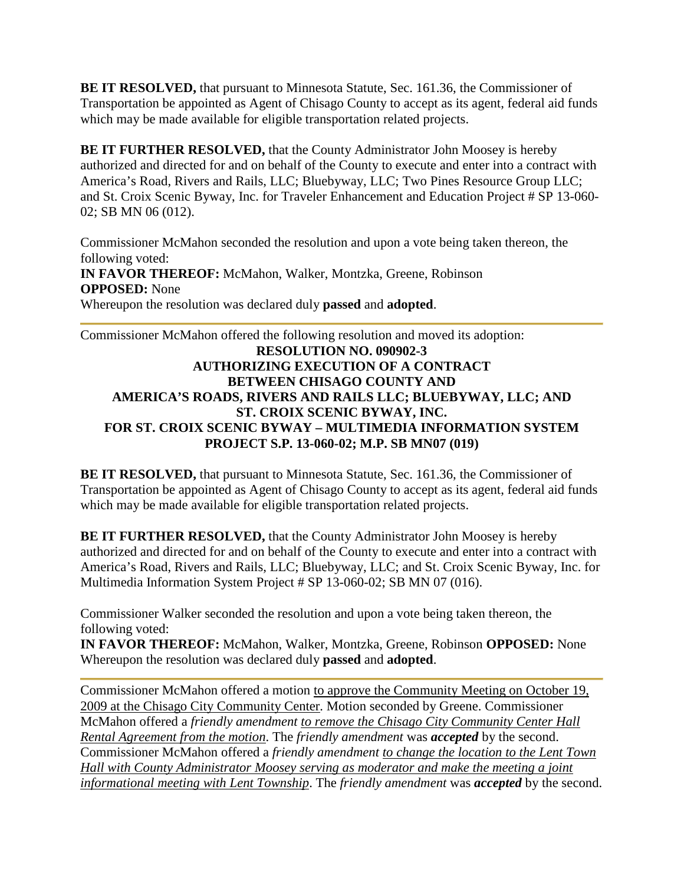**BE IT RESOLVED,** that pursuant to Minnesota Statute, Sec. 161.36, the Commissioner of Transportation be appointed as Agent of Chisago County to accept as its agent, federal aid funds which may be made available for eligible transportation related projects.

**BE IT FURTHER RESOLVED,** that the County Administrator John Moosey is hereby authorized and directed for and on behalf of the County to execute and enter into a contract with America's Road, Rivers and Rails, LLC; Bluebyway, LLC; Two Pines Resource Group LLC; and St. Croix Scenic Byway, Inc. for Traveler Enhancement and Education Project # SP 13-060-02; SB MN 06 (012).

Commissioner McMahon seconded the resolution and upon a vote being taken thereon, the following voted:
**IN FAVOR THEREOF:** McMahon, Walker, Montzka, Greene, Robinson
**OPPOSED:** None
Whereupon the resolution was declared duly **passed** and **adopted**.

---

Commissioner McMahon offered the following resolution and moved its adoption:

**RESOLUTION NO. 090902-3**
**AUTHORIZING EXECUTION OF A CONTRACT**
**BETWEEN CHISAGO COUNTY AND**
**AMERICA'S ROADS, RIVERS AND RAILS LLC; BLUEBYWAY, LLC; AND**
**ST. CROIX SCENIC BYWAY, INC.**
**FOR ST. CROIX SCENIC BYWAY – MULTIMEDIA INFORMATION SYSTEM**
**PROJECT S.P. 13-060-02; M.P. SB MN07 (019)**

**BE IT RESOLVED,** that pursuant to Minnesota Statute, Sec. 161.36, the Commissioner of Transportation be appointed as Agent of Chisago County to accept as its agent, federal aid funds which may be made available for eligible transportation related projects.

**BE IT FURTHER RESOLVED,** that the County Administrator John Moosey is hereby authorized and directed for and on behalf of the County to execute and enter into a contract with America's Road, Rivers and Rails, LLC; Bluebyway, LLC; and St. Croix Scenic Byway, Inc. for Multimedia Information System Project # SP 13-060-02; SB MN 07 (016).

Commissioner Walker seconded the resolution and upon a vote being taken thereon, the following voted:
**IN FAVOR THEREOF:** McMahon, Walker, Montzka, Greene, Robinson **OPPOSED:** None
Whereupon the resolution was declared duly **passed** and **adopted**.

---

Commissioner McMahon offered a motion to approve the Community Meeting on October 19, 2009 at the Chisago City Community Center. Motion seconded by Greene. Commissioner McMahon offered a *friendly amendment to remove the Chisago City Community Center Hall Rental Agreement from the motion.* The *friendly amendment* was ***accepted*** by the second. Commissioner McMahon offered a *friendly amendment to change the location to the Lent Town Hall with County Administrator Moosey serving as moderator and make the meeting a joint informational meeting with Lent Township*. The *friendly amendment* was ***accepted*** by the second.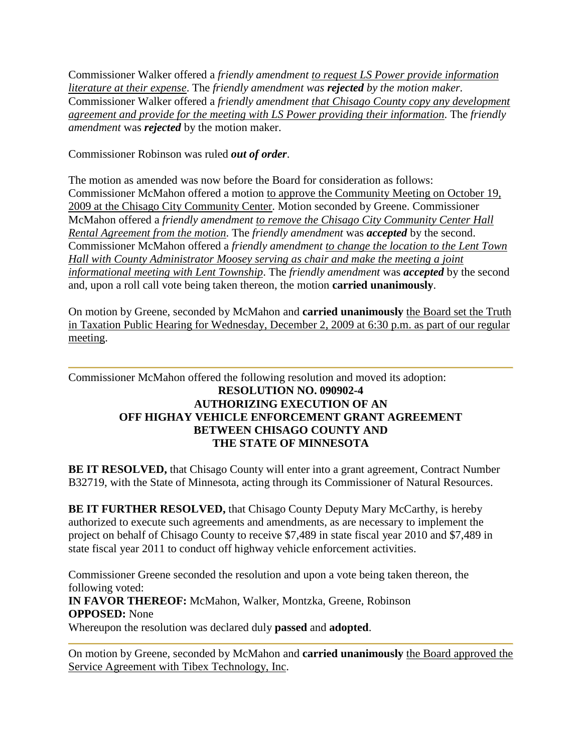Commissioner Walker offered a *friendly amendment* to request LS Power provide information literature at their expense. The *friendly amendment was **rejected** by the motion maker.* Commissioner Walker offered a *friendly amendment* that Chisago County copy any development agreement and provide for the meeting with LS Power providing their information. The *friendly amendment* was ***rejected*** by the motion maker.

Commissioner Robinson was ruled ***out of order***.

The motion as amended was now before the Board for consideration as follows: Commissioner McMahon offered a motion to approve the Community Meeting on October 19, 2009 at the Chisago City Community Center. Motion seconded by Greene. Commissioner McMahon offered a *friendly amendment to remove the Chisago City Community Center Hall Rental Agreement from the motion.* The *friendly amendment* was ***accepted*** by the second. Commissioner McMahon offered a *friendly amendment to change the location to the Lent Town Hall with County Administrator Moosey serving as chair and make the meeting a joint informational meeting with Lent Township*. The *friendly amendment* was ***accepted*** by the second and, upon a roll call vote being taken thereon, the motion **carried unanimously**.

On motion by Greene, seconded by McMahon and **carried unanimously** the Board set the Truth in Taxation Public Hearing for Wednesday, December 2, 2009 at 6:30 p.m. as part of our regular meeting.

---

Commissioner McMahon offered the following resolution and moved its adoption:

**RESOLUTION NO. 090902-4**
**AUTHORIZING EXECUTION OF AN**
**OFF HIGHAY VEHICLE ENFORCEMENT GRANT AGREEMENT**
**BETWEEN CHISAGO COUNTY AND**
**THE STATE OF MINNESOTA**

**BE IT RESOLVED,** that Chisago County will enter into a grant agreement, Contract Number B32719, with the State of Minnesota, acting through its Commissioner of Natural Resources.

**BE IT FURTHER RESOLVED,** that Chisago County Deputy Mary McCarthy, is hereby authorized to execute such agreements and amendments, as are necessary to implement the project on behalf of Chisago County to receive $7,489 in state fiscal year 2010 and $7,489 in state fiscal year 2011 to conduct off highway vehicle enforcement activities.

Commissioner Greene seconded the resolution and upon a vote being taken thereon, the following voted:
**IN FAVOR THEREOF:** McMahon, Walker, Montzka, Greene, Robinson
**OPPOSED:** None
Whereupon the resolution was declared duly **passed** and **adopted**.

---

On motion by Greene, seconded by McMahon and **carried unanimously** the Board approved the Service Agreement with Tibex Technology, Inc.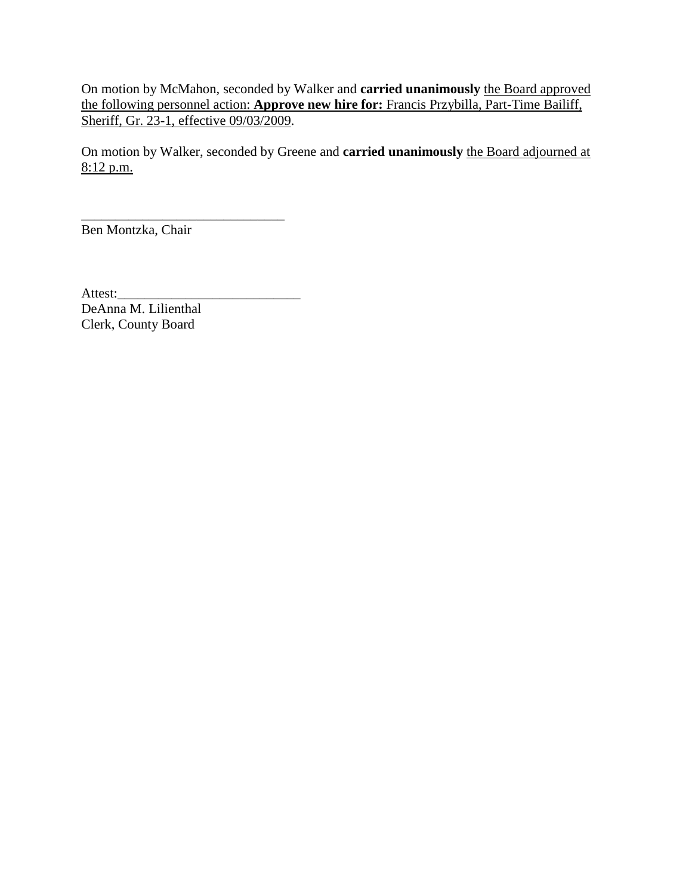On motion by McMahon, seconded by Walker and **carried unanimously** <u>the Board approved the following personnel action: **Approve new hire for:** Francis Przybilla, Part-Time Bailiff, Sheriff, Gr. 23-1, effective 09/03/2009</u>.

On motion by Walker, seconded by Greene and **carried unanimously** <u>the Board adjourned at 8:12 p.m.</u>

______________________________
Ben Montzka, Chair

Attest:___________________________
DeAnna M. Lilienthal
Clerk, County Board